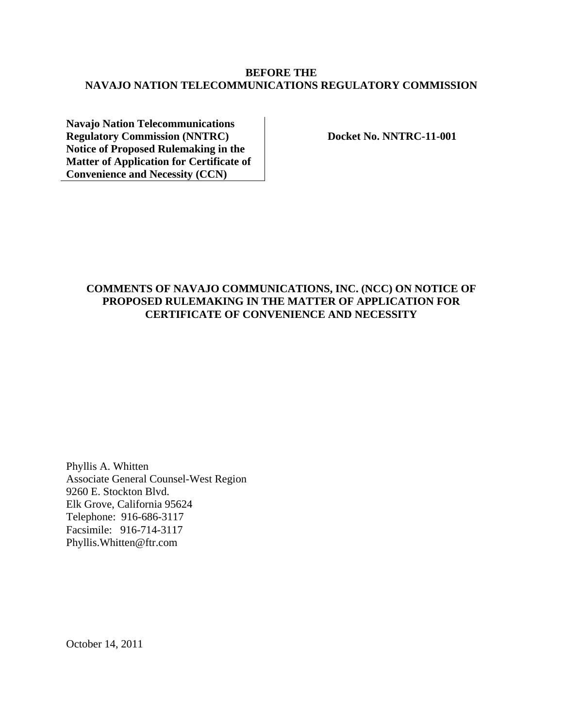**BEFORE THE**
**NAVAJO NATION TELECOMMUNICATIONS REGULATORY COMMISSION**

| **Navajo Nation Telecommunications Regulatory Commission (NNTRC) Notice of Proposed Rulemaking in the Matter of Application for Certificate of Convenience and Necessity (CCN)** | **Docket No. NNTRC-11-001** |
|---|---|

**COMMENTS OF NAVAJO COMMUNICATIONS, INC. (NCC) ON NOTICE OF PROPOSED RULEMAKING IN THE MATTER OF APPLICATION FOR CERTIFICATE OF CONVENIENCE AND NECESSITY**

Phyllis A. Whitten
Associate General Counsel-West Region
9260 E. Stockton Blvd.
Elk Grove, California 95624
Telephone: 916-686-3117
Facsimile: 916-714-3117
Phyllis.Whitten@ftr.com

October 14, 2011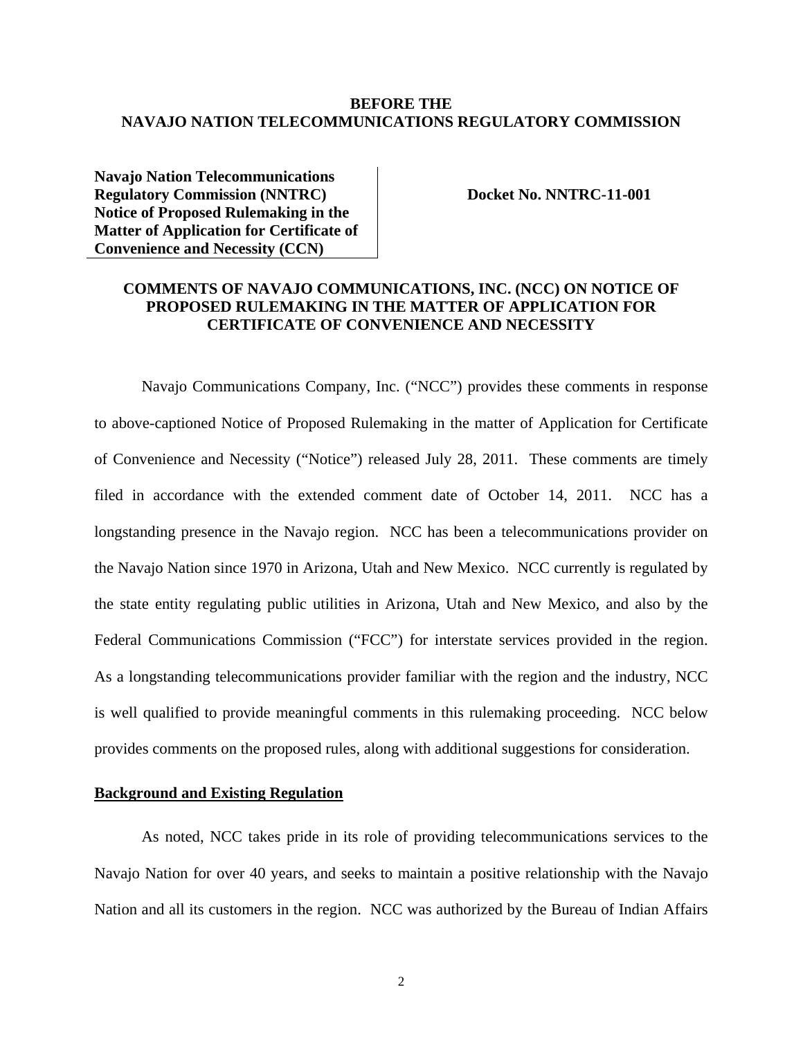**BEFORE THE**
**NAVAJO NATION TELECOMMUNICATIONS REGULATORY COMMISSION**

| **Navajo Nation Telecommunications Regulatory Commission (NNTRC) Notice of Proposed Rulemaking in the Matter of Application for Certificate of Convenience and Necessity (CCN)** | **Docket No. NNTRC-11-001** |
|---|---|

**COMMENTS OF NAVAJO COMMUNICATIONS, INC. (NCC) ON NOTICE OF PROPOSED RULEMAKING IN THE MATTER OF APPLICATION FOR CERTIFICATE OF CONVENIENCE AND NECESSITY**

Navajo Communications Company, Inc. ("NCC") provides these comments in response to above-captioned Notice of Proposed Rulemaking in the matter of Application for Certificate of Convenience and Necessity ("Notice") released July 28, 2011. These comments are timely filed in accordance with the extended comment date of October 14, 2011. NCC has a longstanding presence in the Navajo region. NCC has been a telecommunications provider on the Navajo Nation since 1970 in Arizona, Utah and New Mexico. NCC currently is regulated by the state entity regulating public utilities in Arizona, Utah and New Mexico, and also by the Federal Communications Commission ("FCC") for interstate services provided in the region. As a longstanding telecommunications provider familiar with the region and the industry, NCC is well qualified to provide meaningful comments in this rulemaking proceeding. NCC below provides comments on the proposed rules, along with additional suggestions for consideration.

**<u>Background and Existing Regulation</u>**

As noted, NCC takes pride in its role of providing telecommunications services to the Navajo Nation for over 40 years, and seeks to maintain a positive relationship with the Navajo Nation and all its customers in the region. NCC was authorized by the Bureau of Indian Affairs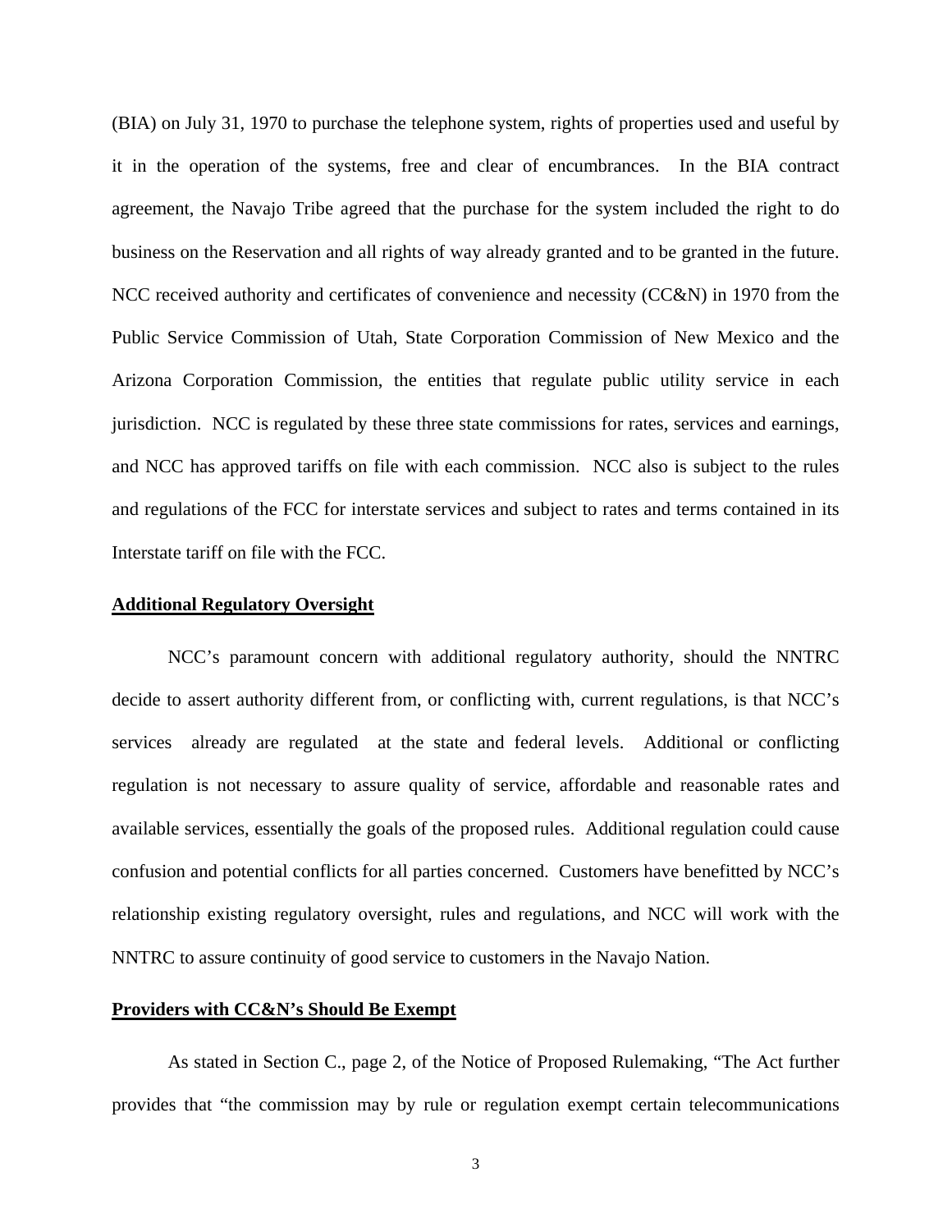(BIA) on July 31, 1970 to purchase the telephone system, rights of properties used and useful by it in the operation of the systems, free and clear of encumbrances. In the BIA contract agreement, the Navajo Tribe agreed that the purchase for the system included the right to do business on the Reservation and all rights of way already granted and to be granted in the future. NCC received authority and certificates of convenience and necessity (CC&N) in 1970 from the Public Service Commission of Utah, State Corporation Commission of New Mexico and the Arizona Corporation Commission, the entities that regulate public utility service in each jurisdiction. NCC is regulated by these three state commissions for rates, services and earnings, and NCC has approved tariffs on file with each commission. NCC also is subject to the rules and regulations of the FCC for interstate services and subject to rates and terms contained in its Interstate tariff on file with the FCC.

**Additional Regulatory Oversight**

NCC's paramount concern with additional regulatory authority, should the NNTRC decide to assert authority different from, or conflicting with, current regulations, is that NCC's services already are regulated at the state and federal levels. Additional or conflicting regulation is not necessary to assure quality of service, affordable and reasonable rates and available services, essentially the goals of the proposed rules. Additional regulation could cause confusion and potential conflicts for all parties concerned. Customers have benefitted by NCC's relationship existing regulatory oversight, rules and regulations, and NCC will work with the NNTRC to assure continuity of good service to customers in the Navajo Nation.

**Providers with CC&N's Should Be Exempt**

As stated in Section C., page 2, of the Notice of Proposed Rulemaking, "The Act further provides that "the commission may by rule or regulation exempt certain telecommunications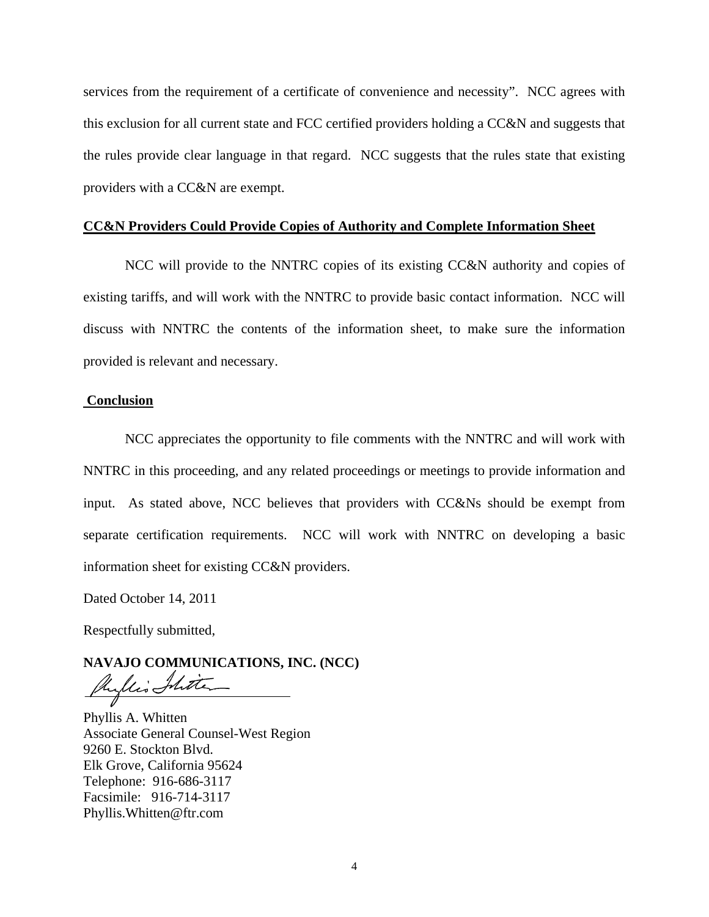services from the requirement of a certificate of convenience and necessity". NCC agrees with this exclusion for all current state and FCC certified providers holding a CC&N and suggests that the rules provide clear language in that regard. NCC suggests that the rules state that existing providers with a CC&N are exempt.

**CC&N Providers Could Provide Copies of Authority and Complete Information Sheet**

NCC will provide to the NNTRC copies of its existing CC&N authority and copies of existing tariffs, and will work with the NNTRC to provide basic contact information. NCC will discuss with NNTRC the contents of the information sheet, to make sure the information provided is relevant and necessary.

**Conclusion**

NCC appreciates the opportunity to file comments with the NNTRC and will work with NNTRC in this proceeding, and any related proceedings or meetings to provide information and input. As stated above, NCC believes that providers with CC&Ns should be exempt from separate certification requirements. NCC will work with NNTRC on developing a basic information sheet for existing CC&N providers.

Dated October 14, 2011

Respectfully submitted,

**NAVAJO COMMUNICATIONS, INC. (NCC)**

Phyllis A. Whitten
Associate General Counsel-West Region
9260 E. Stockton Blvd.
Elk Grove, California 95624
Telephone: 916-686-3117
Facsimile: 916-714-3117
Phyllis.Whitten@ftr.com